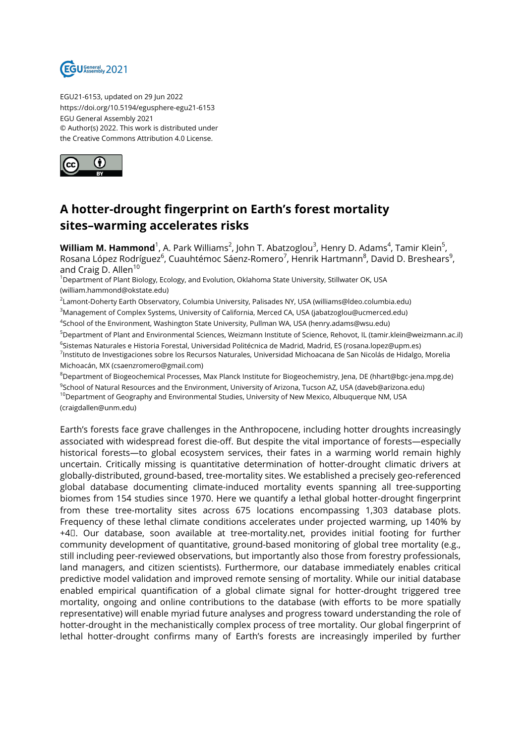EGU21-6153, updated on 29 Jun 2022
https://doi.org/10.5194/egusphere-egu21-6153
EGU General Assembly 2021
© Author(s) 2022. This work is distributed under
the Creative Commons Attribution 4.0 License.

# A hotter-drought fingerprint on Earth's forest mortality sites–warming accelerates risks

**William M. Hammond**[1], A. Park Williams[2], John T. Abatzoglou[3], Henry D. Adams[4], Tamir Klein[5], Rosana López Rodríguez[6], Cuauhtémoc Sáenz-Romero[7], Henrik Hartmann[8], David D. Breshears[9], and Craig D. Allen[10]

[1]Department of Plant Biology, Ecology, and Evolution, Oklahoma State University, Stillwater OK, USA (william.hammond@okstate.edu)
[2]Lamont-Doherty Earth Observatory, Columbia University, Palisades NY, USA (williams@ldeo.columbia.edu)
[3]Management of Complex Systems, University of California, Merced CA, USA (jabatzoglou@ucmerced.edu)
[4]School of the Environment, Washington State University, Pullman WA, USA (henry.adams@wsu.edu)
[5]Department of Plant and Environmental Sciences, Weizmann Institute of Science, Rehovot, IL (tamir.klein@weizmann.ac.il)
[6]Sistemas Naturales e Historia Forestal, Universidad Politécnica de Madrid, Madrid, ES (rosana.lopez@upm.es)
[7]Instituto de Investigaciones sobre los Recursos Naturales, Universidad Michoacana de San Nicolás de Hidalgo, Morelia Michoacán, MX (csaenzromero@gmail.com)
[8]Department of Biogeochemical Processes, Max Planck Institute for Biogeochemistry, Jena, DE (hhart@bgc-jena.mpg.de)
[9]School of Natural Resources and the Environment, University of Arizona, Tucson AZ, USA (daveb@arizona.edu)
[10]Department of Geography and Environmental Studies, University of New Mexico, Albuquerque NM, USA (craigdallen@unm.edu)

Earth's forests face grave challenges in the Anthropocene, including hotter droughts increasingly associated with widespread forest die-off. But despite the vital importance of forests—especially historical forests—to global ecosystem services, their fates in a warming world remain highly uncertain. Critically missing is quantitative determination of hotter-drought climatic drivers at globally-distributed, ground-based, tree-mortality sites. We established a precisely geo-referenced global database documenting climate-induced mortality events spanning all tree-supporting biomes from 154 studies since 1970. Here we quantify a lethal global hotter-drought fingerprint from these tree-mortality sites across 675 locations encompassing 1,303 database plots. Frequency of these lethal climate conditions accelerates under projected warming, up 140% by +4℃. Our database, soon available at tree-mortality.net, provides initial footing for further community development of quantitative, ground-based monitoring of global tree mortality (e.g., still including peer-reviewed observations, but importantly also those from forestry professionals, land managers, and citizen scientists). Furthermore, our database immediately enables critical predictive model validation and improved remote sensing of mortality. While our initial database enabled empirical quantification of a global climate signal for hotter-drought triggered tree mortality, ongoing and online contributions to the database (with efforts to be more spatially representative) will enable myriad future analyses and progress toward understanding the role of hotter-drought in the mechanistically complex process of tree mortality. Our global fingerprint of lethal hotter-drought confirms many of Earth's forests are increasingly imperiled by further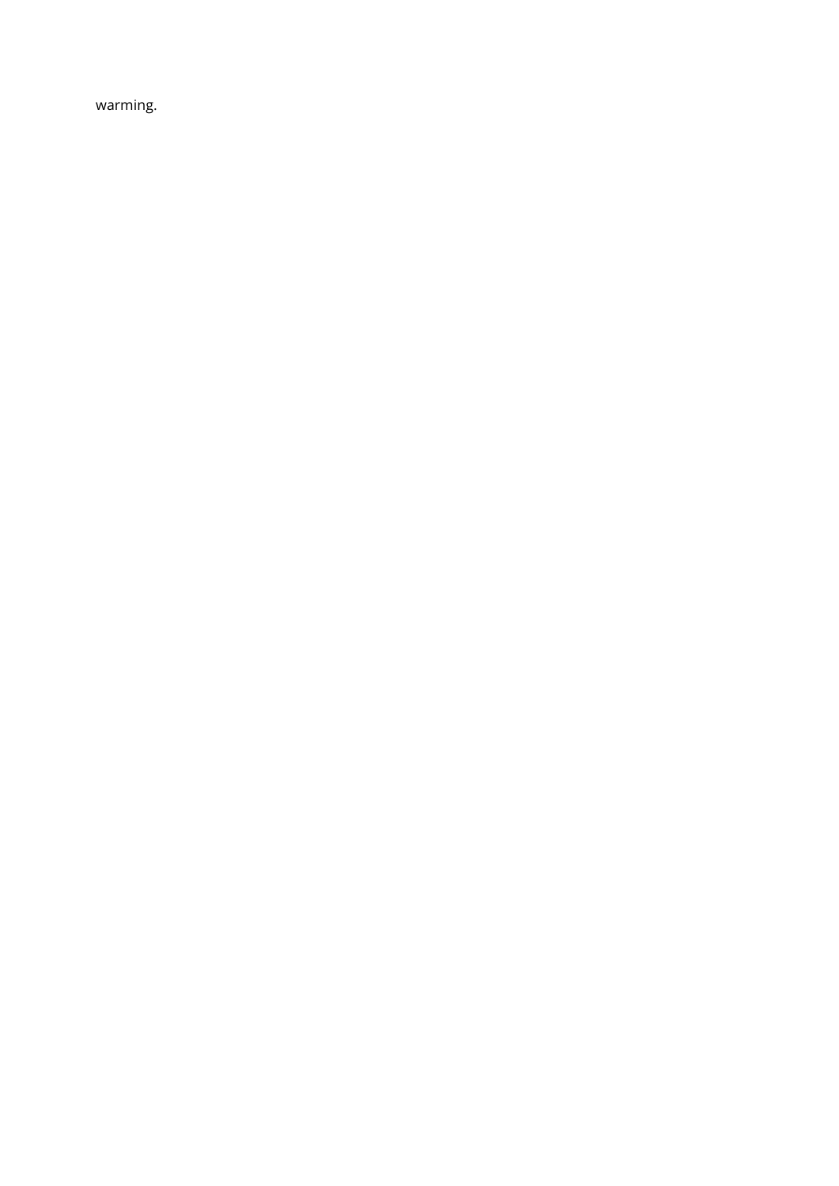warming.